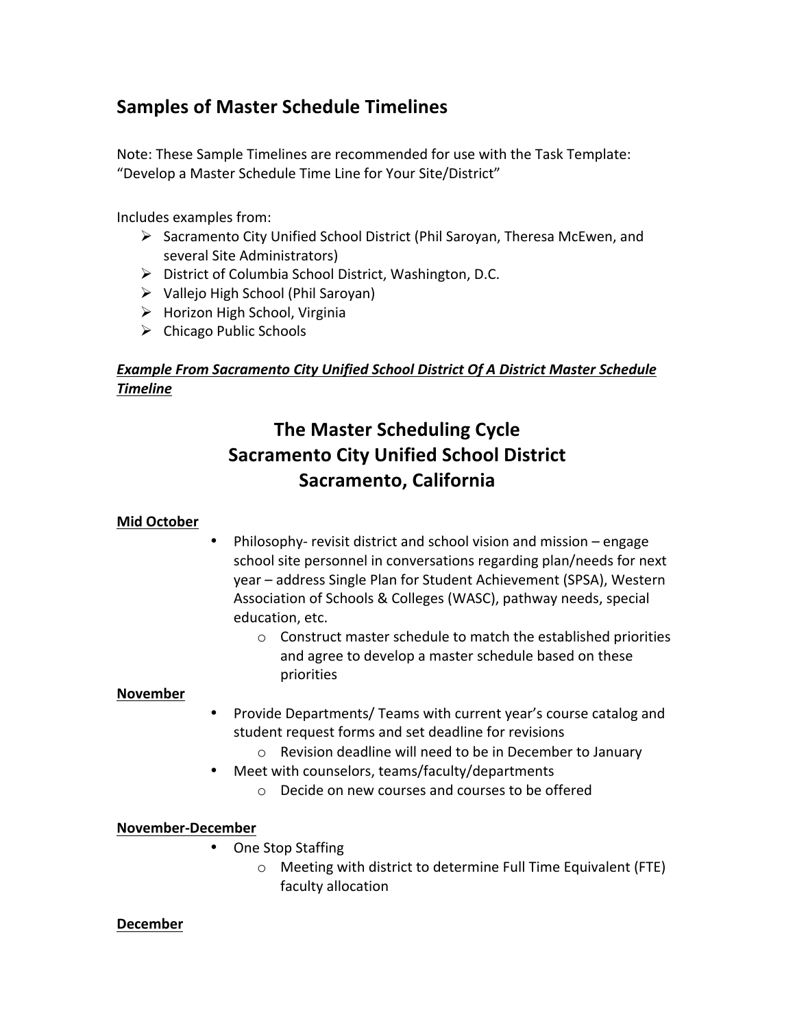# Samples of Master Schedule Timelines

Note: These Sample Timelines are recommended for use with the Task Template: "Develop a Master Schedule Time Line for Your Site/District"

Includes examples from:

- Sacramento City Unified School District (Phil Saroyan, Theresa McEwen, and several Site Administrators)
- District of Columbia School District, Washington, D.C.
- Vallejo High School (Phil Saroyan)
- Horizon High School, Virginia
- Chicago Public Schools

***Example From Sacramento City Unified School District Of A District Master Schedule Timeline***

## The Master Scheduling Cycle
## Sacramento City Unified School District
## Sacramento, California

**Mid October**

- Philosophy- revisit district and school vision and mission – engage school site personnel in conversations regarding plan/needs for next year – address Single Plan for Student Achievement (SPSA), Western Association of Schools & Colleges (WASC), pathway needs, special education, etc.
  - Construct master schedule to match the established priorities and agree to develop a master schedule based on these priorities

**November**

- Provide Departments/ Teams with current year's course catalog and student request forms and set deadline for revisions
  - Revision deadline will need to be in December to January
- Meet with counselors, teams/faculty/departments
  - Decide on new courses and courses to be offered

**November-December**

- One Stop Staffing
  - Meeting with district to determine Full Time Equivalent (FTE) faculty allocation

**December**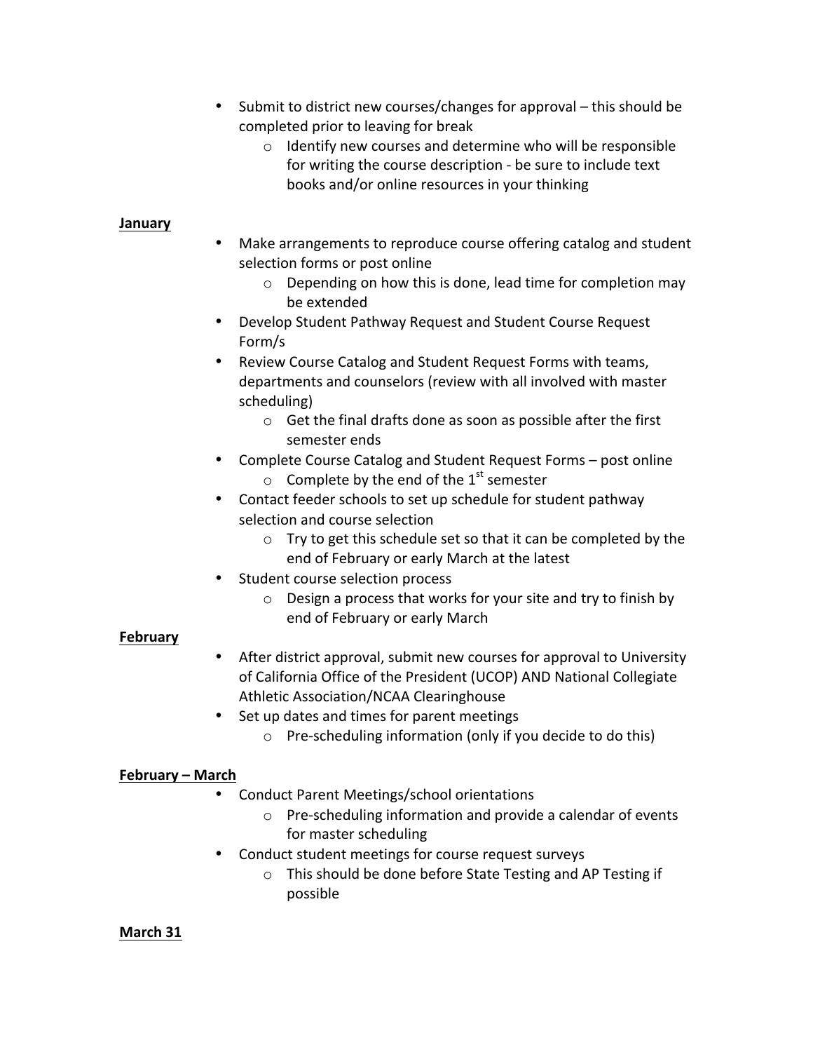- Submit to district new courses/changes for approval – this should be completed prior to leaving for break
    - Identify new courses and determine who will be responsible for writing the course description - be sure to include text books and/or online resources in your thinking

**<u>January</u>**

- Make arrangements to reproduce course offering catalog and student selection forms or post online
    - Depending on how this is done, lead time for completion may be extended
- Develop Student Pathway Request and Student Course Request Form/s
- Review Course Catalog and Student Request Forms with teams, departments and counselors (review with all involved with master scheduling)
    - Get the final drafts done as soon as possible after the first semester ends
- Complete Course Catalog and Student Request Forms – post online
    - Complete by the end of the 1st semester
- Contact feeder schools to set up schedule for student pathway selection and course selection
    - Try to get this schedule set so that it can be completed by the end of February or early March at the latest
- Student course selection process
    - Design a process that works for your site and try to finish by end of February or early March

**<u>February</u>**

- After district approval, submit new courses for approval to University of California Office of the President (UCOP) AND National Collegiate Athletic Association/NCAA Clearinghouse
- Set up dates and times for parent meetings
    - Pre-scheduling information (only if you decide to do this)

**<u>February – March</u>**

- Conduct Parent Meetings/school orientations
    - Pre-scheduling information and provide a calendar of events for master scheduling
- Conduct student meetings for course request surveys
    - This should be done before State Testing and AP Testing if possible

**<u>March 31</u>**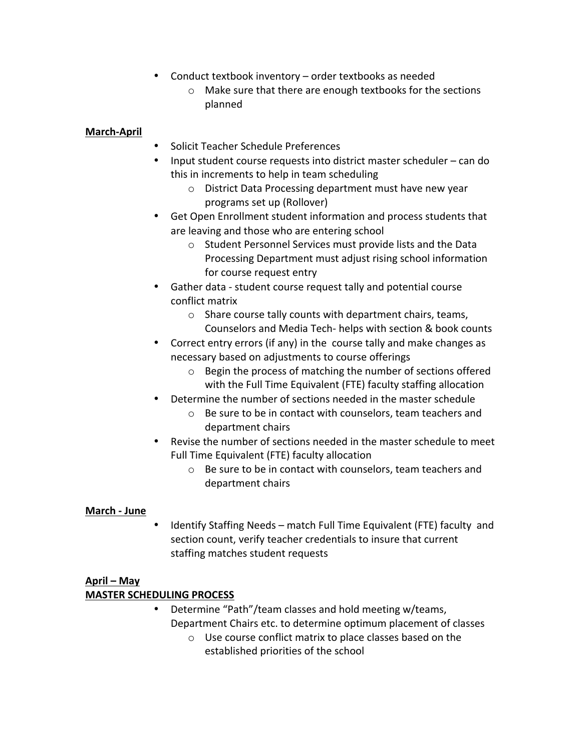- Conduct textbook inventory – order textbooks as needed
  - Make sure that there are enough textbooks for the sections planned

**March-April**

- Solicit Teacher Schedule Preferences
- Input student course requests into district master scheduler – can do this in increments to help in team scheduling
  - District Data Processing department must have new year programs set up (Rollover)
- Get Open Enrollment student information and process students that are leaving and those who are entering school
  - Student Personnel Services must provide lists and the Data Processing Department must adjust rising school information for course request entry
- Gather data - student course request tally and potential course conflict matrix
  - Share course tally counts with department chairs, teams, Counselors and Media Tech- helps with section & book counts
- Correct entry errors (if any) in the course tally and make changes as necessary based on adjustments to course offerings
  - Begin the process of matching the number of sections offered with the Full Time Equivalent (FTE) faculty staffing allocation
- Determine the number of sections needed in the master schedule
  - Be sure to be in contact with counselors, team teachers and department chairs
- Revise the number of sections needed in the master schedule to meet Full Time Equivalent (FTE) faculty allocation
  - Be sure to be in contact with counselors, team teachers and department chairs

**March - June**

- Identify Staffing Needs – match Full Time Equivalent (FTE) faculty and section count, verify teacher credentials to insure that current staffing matches student requests

**April – May**

**MASTER SCHEDULING PROCESS**

- Determine "Path"/team classes and hold meeting w/teams, Department Chairs etc. to determine optimum placement of classes
  - Use course conflict matrix to place classes based on the established priorities of the school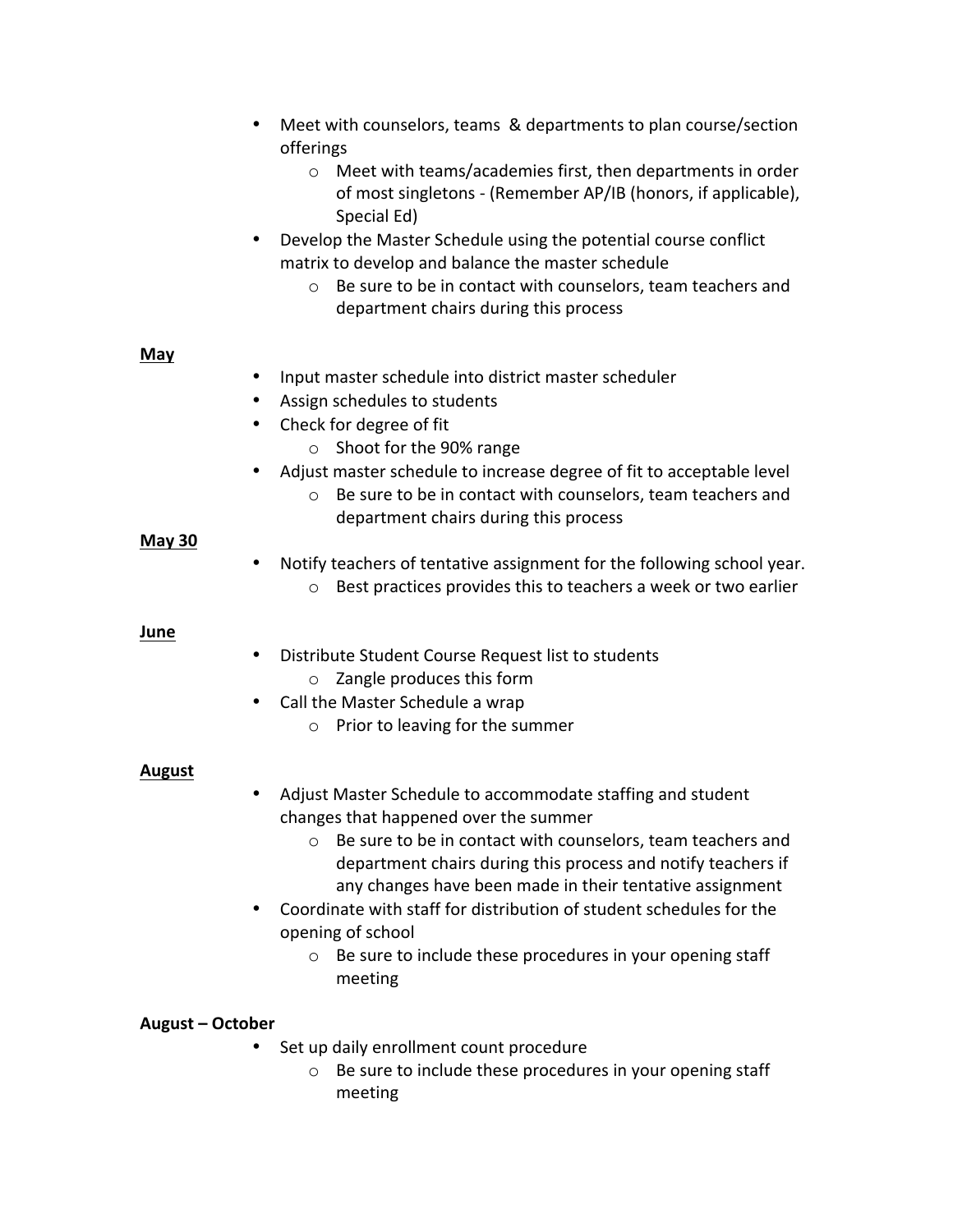- Meet with counselors, teams  & departments to plan course/section offerings
  - Meet with teams/academies first, then departments in order of most singletons - (Remember AP/IB (honors, if applicable), Special Ed)
- Develop the Master Schedule using the potential course conflict matrix to develop and balance the master schedule
  - Be sure to be in contact with counselors, team teachers and department chairs during this process

**May**

- Input master schedule into district master scheduler
- Assign schedules to students
- Check for degree of fit
  - Shoot for the 90% range
- Adjust master schedule to increase degree of fit to acceptable level
  - Be sure to be in contact with counselors, team teachers and department chairs during this process

**May 30**

- Notify teachers of tentative assignment for the following school year.
  - Best practices provides this to teachers a week or two earlier

**June**

- Distribute Student Course Request list to students
  - Zangle produces this form
- Call the Master Schedule a wrap
  - Prior to leaving for the summer

**August**

- Adjust Master Schedule to accommodate staffing and student changes that happened over the summer
  - Be sure to be in contact with counselors, team teachers and department chairs during this process and notify teachers if any changes have been made in their tentative assignment
- Coordinate with staff for distribution of student schedules for the opening of school
  - Be sure to include these procedures in your opening staff meeting

**August – October**

- Set up daily enrollment count procedure
  - Be sure to include these procedures in your opening staff meeting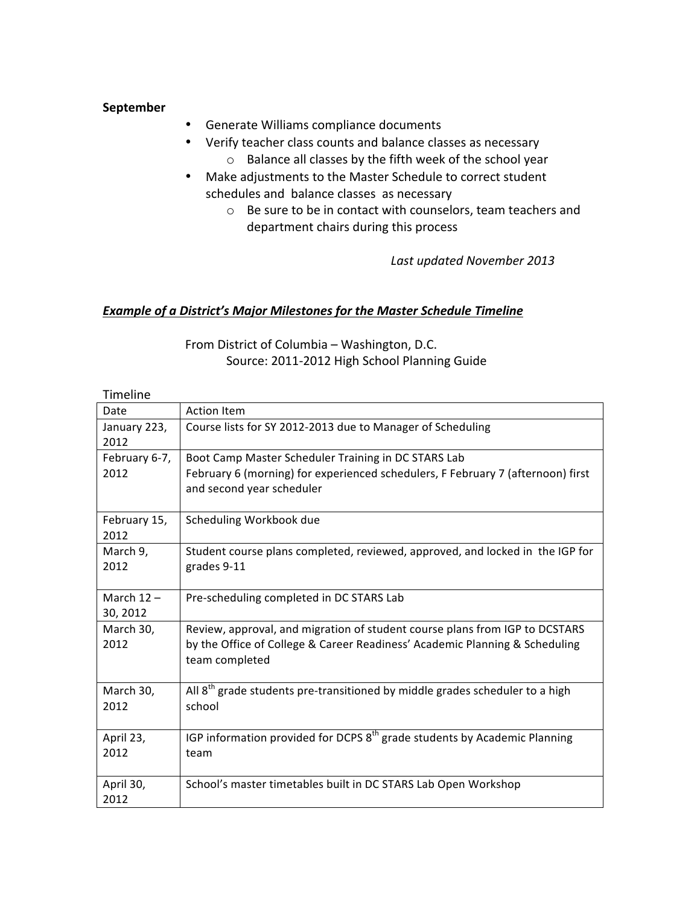**September**

- Generate Williams compliance documents
- Verify teacher class counts and balance classes as necessary
    - Balance all classes by the fifth week of the school year
- Make adjustments to the Master Schedule to correct student schedules and balance classes as necessary
    - Be sure to be in contact with counselors, team teachers and department chairs during this process

*Last updated November 2013*

***Example of a District's Major Milestones for the Master Schedule Timeline***

From District of Columbia – Washington, D.C.
Source: 2011-2012 High School Planning Guide

Timeline

| Date | Action Item |
|---|---|
| January 223, 2012 | Course lists for SY 2012-2013 due to Manager of Scheduling |
| February 6-7, 2012 | Boot Camp Master Scheduler Training in DC STARS Lab<br>February 6 (morning) for experienced schedulers, F February 7 (afternoon) first and second year scheduler |
| February 15, 2012 | Scheduling Workbook due |
| March 9, 2012 | Student course plans completed, reviewed, approved, and locked in the IGP for grades 9-11 |
| March 12 – 30, 2012 | Pre-scheduling completed in DC STARS Lab |
| March 30, 2012 | Review, approval, and migration of student course plans from IGP to DCSTARS by the Office of College & Career Readiness' Academic Planning & Scheduling team completed |
| March 30, 2012 | All 8th grade students pre-transitioned by middle grades scheduler to a high school |
| April 23, 2012 | IGP information provided for DCPS 8th grade students by Academic Planning team |
| April 30, 2012 | School's master timetables built in DC STARS Lab Open Workshop |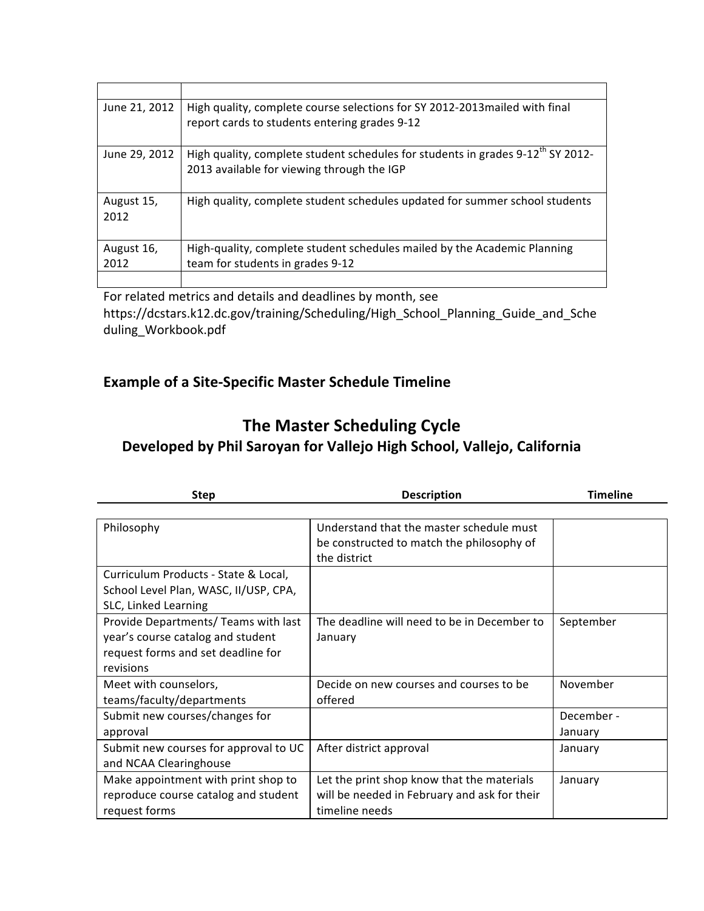| | |
|---|---|
| June 21, 2012 | High quality, complete course selections for SY 2012-2013mailed with final report cards to students entering grades 9-12 |
| June 29, 2012 | High quality, complete student schedules for students in grades 9-12th SY 2012-2013 available for viewing through the IGP |
| August 15, 2012 | High quality, complete student schedules updated for summer school students |
| August 16, 2012 | High-quality, complete student schedules mailed by the Academic Planning team for students in grades 9-12 |
| | |

For related metrics and details and deadlines by month, see https://dcstars.k12.dc.gov/training/Scheduling/High_School_Planning_Guide_and_Scheduling_Workbook.pdf

### Example of a Site-Specific Master Schedule Timeline

## The Master Scheduling Cycle

### Developed by Phil Saroyan for Vallejo High School, Vallejo, California

| Step | Description | Timeline |
|---|---|---|
| Philosophy | Understand that the master schedule must be constructed to match the philosophy of the district | |
| Curriculum Products - State & Local, School Level Plan, WASC, II/USP, CPA, SLC, Linked Learning | | |
| Provide Departments/ Teams with last year's course catalog and student request forms and set deadline for revisions | The deadline will need to be in December to January | September |
| Meet with counselors, teams/faculty/departments | Decide on new courses and courses to be offered | November |
| Submit new courses/changes for approval | | December - January |
| Submit new courses for approval to UC and NCAA Clearinghouse | After district approval | January |
| Make appointment with print shop to reproduce course catalog and student request forms | Let the print shop know that the materials will be needed in February and ask for their timeline needs | January |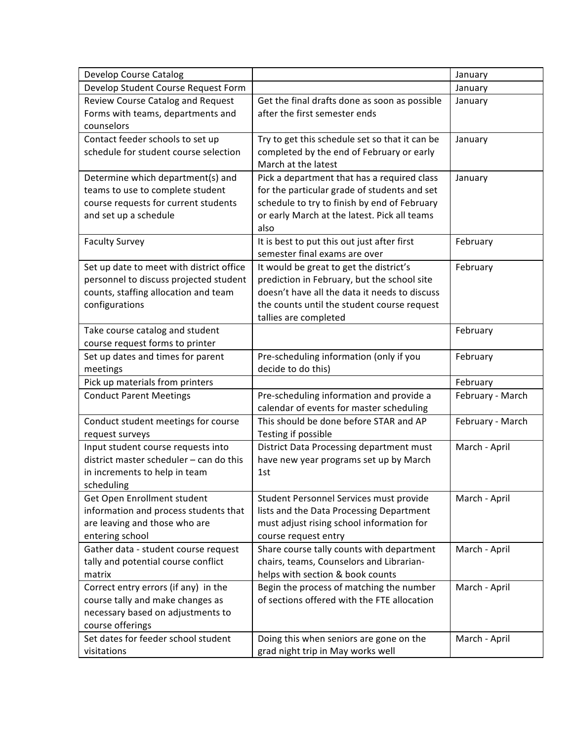| Develop Course Catalog | | January |
|---|---|---|
| Develop Student Course Request Form | | January |
| Review Course Catalog and Request Forms with teams, departments and counselors | Get the final drafts done as soon as possible after the first semester ends | January |
| Contact feeder schools to set up schedule for student course selection | Try to get this schedule set so that it can be completed by the end of February or early March at the latest | January |
| Determine which department(s) and teams to use to complete student course requests for current students and set up a schedule | Pick a department that has a required class for the particular grade of students and set schedule to try to finish by end of February or early March at the latest. Pick all teams also | January |
| Faculty Survey | It is best to put this out just after first semester final exams are over | February |
| Set up date to meet with district office personnel to discuss projected student counts, staffing allocation and team configurations | It would be great to get the district's prediction in February, but the school site doesn't have all the data it needs to discuss the counts until the student course request tallies are completed | February |
| Take course catalog and student course request forms to printer | | February |
| Set up dates and times for parent meetings | Pre-scheduling information (only if you decide to do this) | February |
| Pick up materials from printers | | February |
| Conduct Parent Meetings | Pre-scheduling information and provide a calendar of events for master scheduling | February - March |
| Conduct student meetings for course request surveys | This should be done before STAR and AP Testing if possible | February - March |
| Input student course requests into district master scheduler – can do this in increments to help in team scheduling | District Data Processing department must have new year programs set up by March 1st | March - April |
| Get Open Enrollment student information and process students that are leaving and those who are entering school | Student Personnel Services must provide lists and the Data Processing Department must adjust rising school information for course request entry | March - April |
| Gather data - student course request tally and potential course conflict matrix | Share course tally counts with department chairs, teams, Counselors and Librarian- helps with section & book counts | March - April |
| Correct entry errors (if any) in the course tally and make changes as necessary based on adjustments to course offerings | Begin the process of matching the number of sections offered with the FTE allocation | March - April |
| Set dates for feeder school student visitations | Doing this when seniors are gone on the grad night trip in May works well | March - April |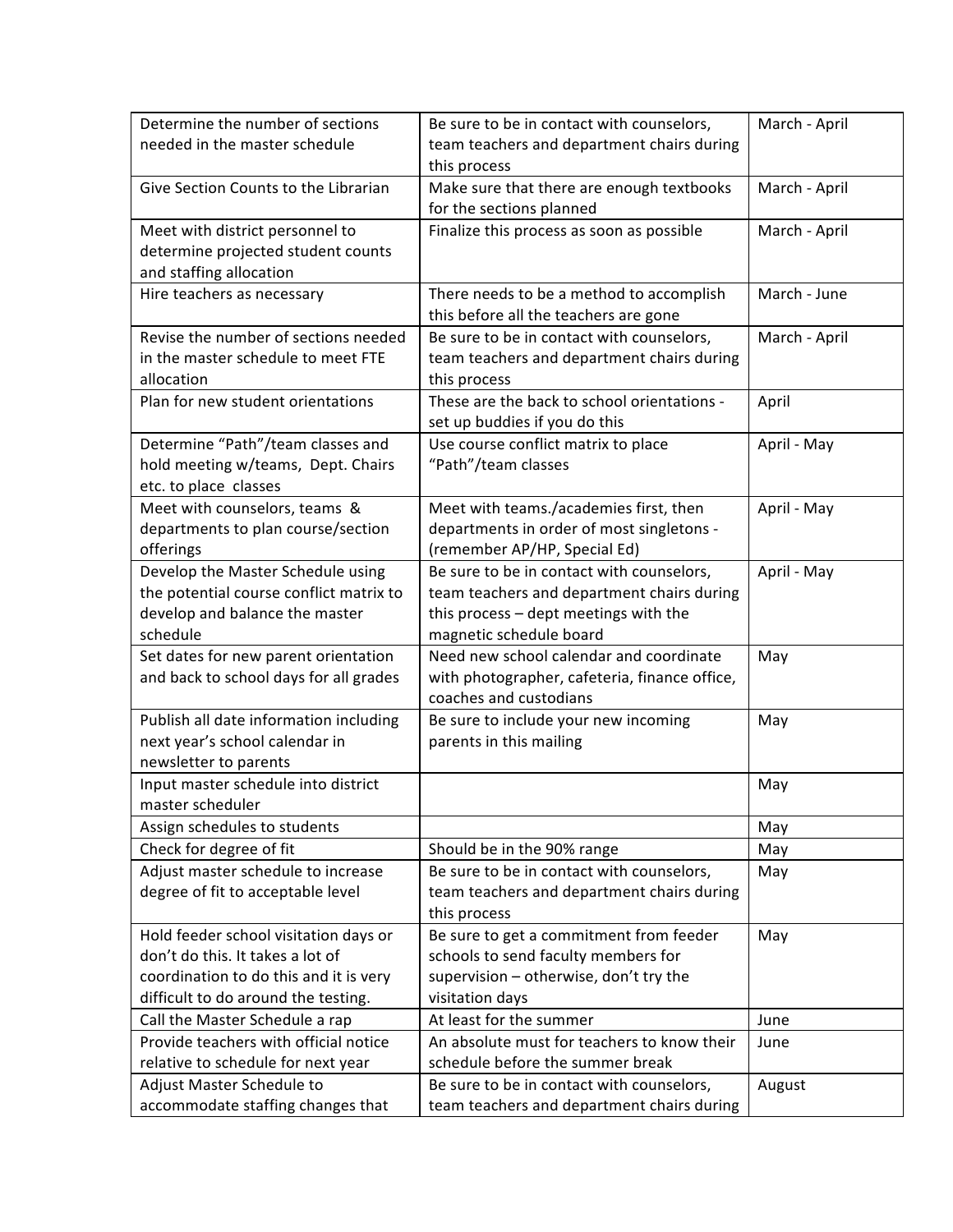| Determine the number of sections needed in the master schedule | Be sure to be in contact with counselors, team teachers and department chairs during this process | March - April |
|---|---|---|
| Give Section Counts to the Librarian | Make sure that there are enough textbooks for the sections planned | March - April |
| Meet with district personnel to determine projected student counts and staffing allocation | Finalize this process as soon as possible | March - April |
| Hire teachers as necessary | There needs to be a method to accomplish this before all the teachers are gone | March - June |
| Revise the number of sections needed in the master schedule to meet FTE allocation | Be sure to be in contact with counselors, team teachers and department chairs during this process | March - April |
| Plan for new student orientations | These are the back to school orientations - set up buddies if you do this | April |
| Determine "Path"/team classes and hold meeting w/teams, Dept. Chairs etc. to place classes | Use course conflict matrix to place "Path"/team classes | April - May |
| Meet with counselors, teams & departments to plan course/section offerings | Meet with teams./academies first, then departments in order of most singletons - (remember AP/HP, Special Ed) | April - May |
| Develop the Master Schedule using the potential course conflict matrix to develop and balance the master schedule | Be sure to be in contact with counselors, team teachers and department chairs during this process – dept meetings with the magnetic schedule board | April - May |
| Set dates for new parent orientation and back to school days for all grades | Need new school calendar and coordinate with photographer, cafeteria, finance office, coaches and custodians | May |
| Publish all date information including next year's school calendar in newsletter to parents | Be sure to include your new incoming parents in this mailing | May |
| Input master schedule into district master scheduler | | May |
| Assign schedules to students | | May |
| Check for degree of fit | Should be in the 90% range | May |
| Adjust master schedule to increase degree of fit to acceptable level | Be sure to be in contact with counselors, team teachers and department chairs during this process | May |
| Hold feeder school visitation days or don't do this. It takes a lot of coordination to do this and it is very difficult to do around the testing. | Be sure to get a commitment from feeder schools to send faculty members for supervision – otherwise, don't try the visitation days | May |
| Call the Master Schedule a rap | At least for the summer | June |
| Provide teachers with official notice relative to schedule for next year | An absolute must for teachers to know their schedule before the summer break | June |
| Adjust Master Schedule to accommodate staffing changes that | Be sure to be in contact with counselors, team teachers and department chairs during | August |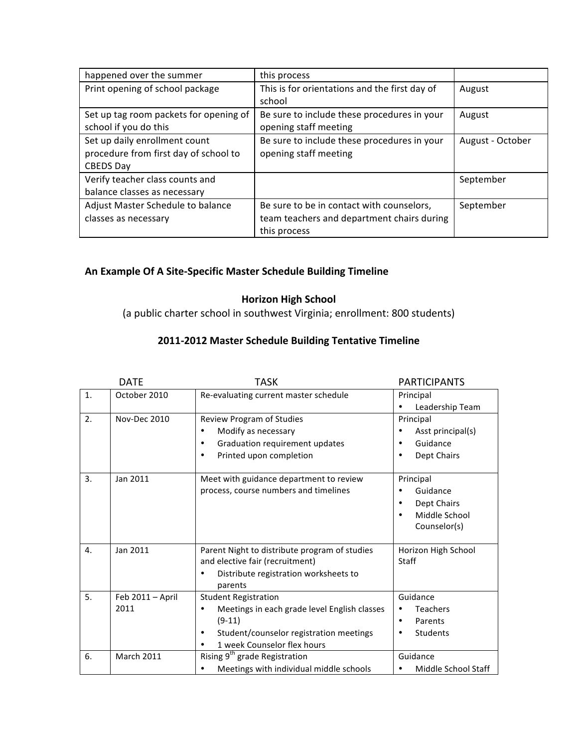| | | |
|---|---|---|
| happened over the summer | this process | |
| Print opening of school package | This is for orientations and the first day of school | August |
| Set up tag room packets for opening of school if you do this | Be sure to include these procedures in your opening staff meeting | August |
| Set up daily enrollment count procedure from first day of school to CBEDS Day | Be sure to include these procedures in your opening staff meeting | August - October |
| Verify teacher class counts and balance classes as necessary | | September |
| Adjust Master Schedule to balance classes as necessary | Be sure to be in contact with counselors, team teachers and department chairs during this process | September |

### An Example Of A Site-Specific Master Schedule Building Timeline

**Horizon High School**

(a public charter school in southwest Virginia; enrollment: 800 students)

**2011-2012 Master Schedule Building Tentative Timeline**

| | DATE | TASK | PARTICIPANTS |
|---|---|---|---|
| 1. | October 2010 | Re-evaluating current master schedule | Principal<br>• Leadership Team |
| 2. | Nov-Dec 2010 | Review Program of Studies<br>• Modify as necessary<br>• Graduation requirement updates<br>• Printed upon completion | Principal<br>• Asst principal(s)<br>• Guidance<br>• Dept Chairs |
| 3. | Jan 2011 | Meet with guidance department to review process, course numbers and timelines | Principal<br>• Guidance<br>• Dept Chairs<br>• Middle School Counselor(s) |
| 4. | Jan 2011 | Parent Night to distribute program of studies and elective fair (recruitment)<br>• Distribute registration worksheets to parents | Horizon High School Staff |
| 5. | Feb 2011 – April 2011 | Student Registration<br>• Meetings in each grade level English classes (9-11)<br>• Student/counselor registration meetings<br>• 1 week Counselor flex hours | Guidance<br>• Teachers<br>• Parents<br>• Students |
| 6. | March 2011 | Rising 9th grade Registration<br>• Meetings with individual middle schools | Guidance<br>• Middle School Staff |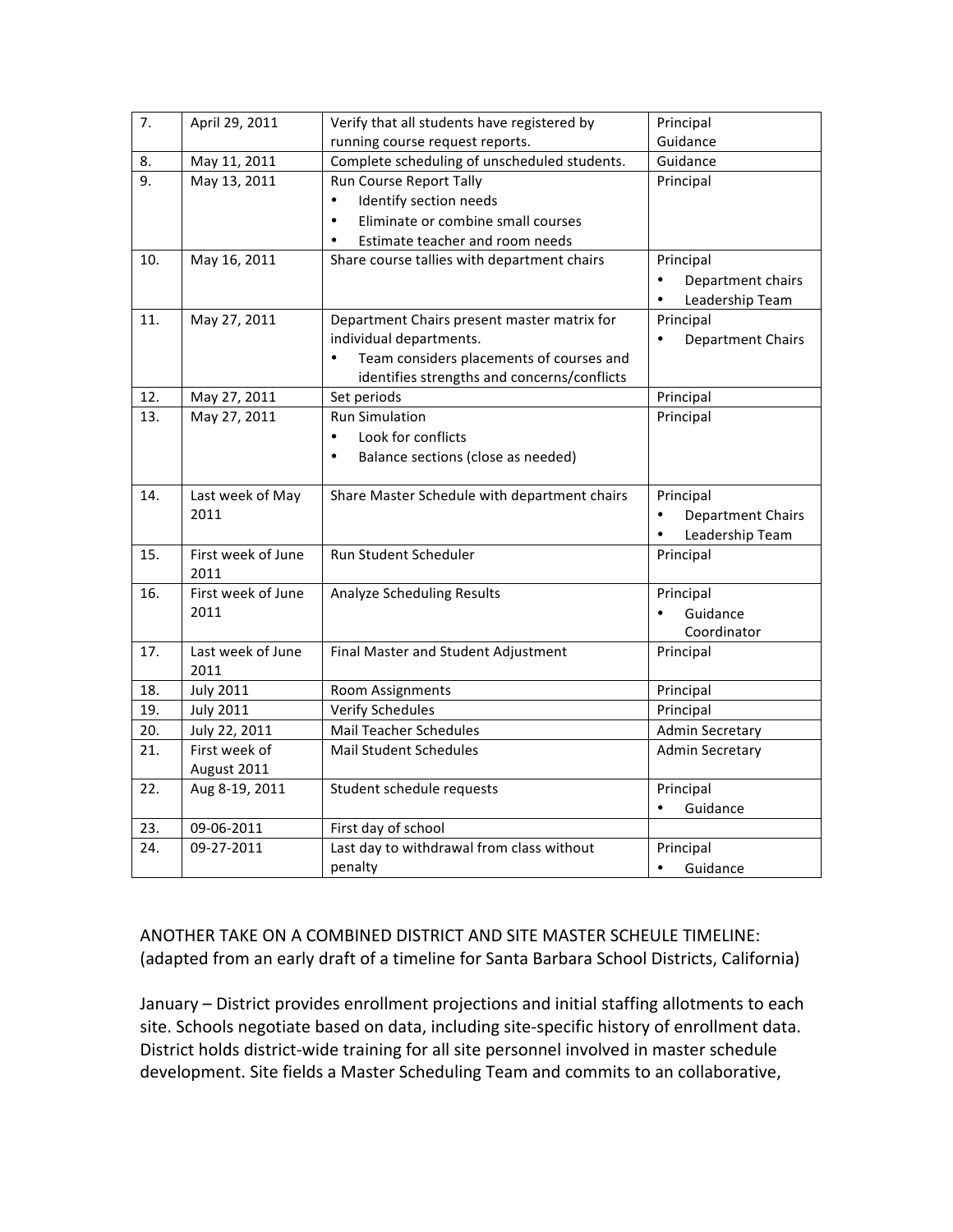| 7. | April 29, 2011 | Verify that all students have registered by running course request reports. | Principal Guidance |
|---|---|---|---|
| 8. | May 11, 2011 | Complete scheduling of unscheduled students. | Guidance |
| 9. | May 13, 2011 | Run Course Report Tally<br>• Identify section needs<br>• Eliminate or combine small courses<br>• Estimate teacher and room needs | Principal |
| 10. | May 16, 2011 | Share course tallies with department chairs | Principal<br>• Department chairs<br>• Leadership Team |
| 11. | May 27, 2011 | Department Chairs present master matrix for individual departments.<br>• Team considers placements of courses and identifies strengths and concerns/conflicts | Principal<br>• Department Chairs |
| 12. | May 27, 2011 | Set periods | Principal |
| 13. | May 27, 2011 | Run Simulation<br>• Look for conflicts<br>• Balance sections (close as needed) | Principal |
| 14. | Last week of May 2011 | Share Master Schedule with department chairs | Principal<br>• Department Chairs<br>• Leadership Team |
| 15. | First week of June 2011 | Run Student Scheduler | Principal |
| 16. | First week of June 2011 | Analyze Scheduling Results | Principal<br>• Guidance Coordinator |
| 17. | Last week of June 2011 | Final Master and Student Adjustment | Principal |
| 18. | July 2011 | Room Assignments | Principal |
| 19. | July 2011 | Verify Schedules | Principal |
| 20. | July 22, 2011 | Mail Teacher Schedules | Admin Secretary |
| 21. | First week of August 2011 | Mail Student Schedules | Admin Secretary |
| 22. | Aug 8-19, 2011 | Student schedule requests | Principal<br>• Guidance |
| 23. | 09-06-2011 | First day of school | |
| 24. | 09-27-2011 | Last day to withdrawal from class without penalty | Principal<br>• Guidance |

ANOTHER TAKE ON A COMBINED DISTRICT AND SITE MASTER SCHEULE TIMELINE:
(adapted from an early draft of a timeline for Santa Barbara School Districts, California)

January – District provides enrollment projections and initial staffing allotments to each site. Schools negotiate based on data, including site-specific history of enrollment data. District holds district-wide training for all site personnel involved in master schedule development. Site fields a Master Scheduling Team and commits to an collaborative,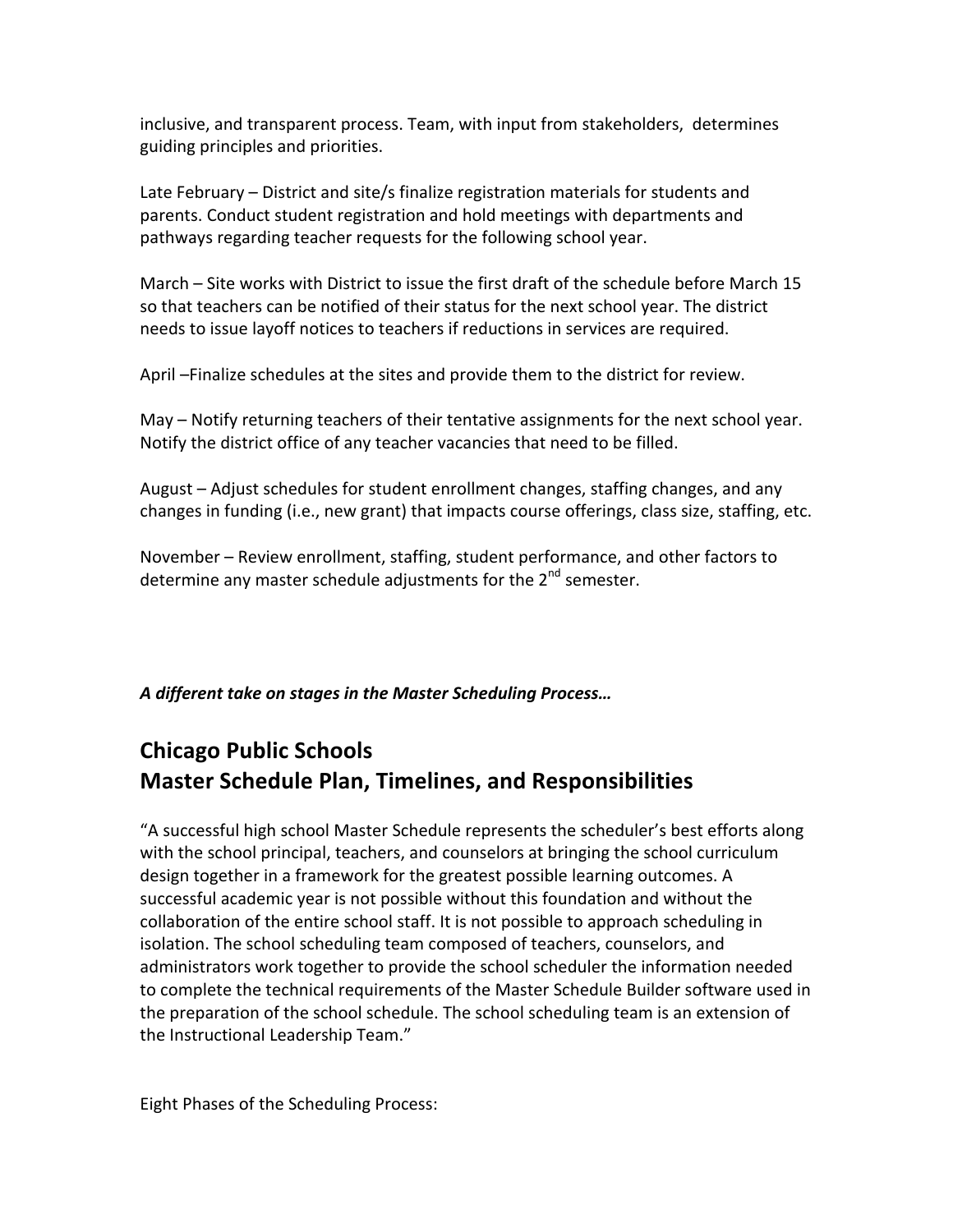inclusive, and transparent process. Team, with input from stakeholders, determines guiding principles and priorities.

Late February – District and site/s finalize registration materials for students and parents. Conduct student registration and hold meetings with departments and pathways regarding teacher requests for the following school year.

March – Site works with District to issue the first draft of the schedule before March 15 so that teachers can be notified of their status for the next school year. The district needs to issue layoff notices to teachers if reductions in services are required.

April –Finalize schedules at the sites and provide them to the district for review.

May – Notify returning teachers of their tentative assignments for the next school year. Notify the district office of any teacher vacancies that need to be filled.

August – Adjust schedules for student enrollment changes, staffing changes, and any changes in funding (i.e., new grant) that impacts course offerings, class size, staffing, etc.

November – Review enrollment, staffing, student performance, and other factors to determine any master schedule adjustments for the 2nd semester.

***A different take on stages in the Master Scheduling Process…***

## Chicago Public Schools
## Master Schedule Plan, Timelines, and Responsibilities

"A successful high school Master Schedule represents the scheduler's best efforts along with the school principal, teachers, and counselors at bringing the school curriculum design together in a framework for the greatest possible learning outcomes. A successful academic year is not possible without this foundation and without the collaboration of the entire school staff. It is not possible to approach scheduling in isolation. The school scheduling team composed of teachers, counselors, and administrators work together to provide the school scheduler the information needed to complete the technical requirements of the Master Schedule Builder software used in the preparation of the school schedule. The school scheduling team is an extension of the Instructional Leadership Team."

Eight Phases of the Scheduling Process: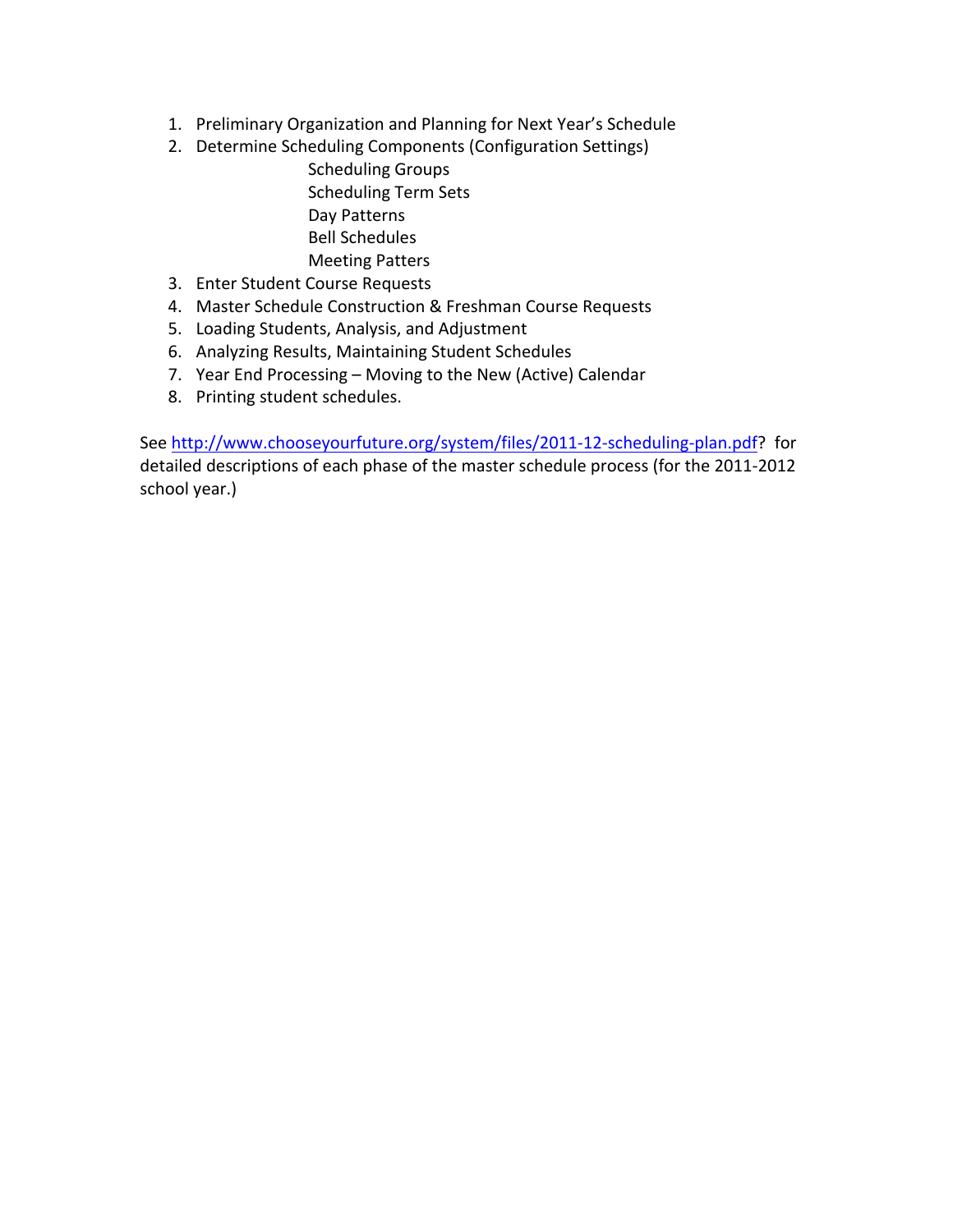1. Preliminary Organization and Planning for Next Year's Schedule
2. Determine Scheduling Components (Configuration Settings)
   - Scheduling Groups
   - Scheduling Term Sets
   - Day Patterns
   - Bell Schedules
   - Meeting Patters
3. Enter Student Course Requests
4. Master Schedule Construction & Freshman Course Requests
5. Loading Students, Analysis, and Adjustment
6. Analyzing Results, Maintaining Student Schedules
7. Year End Processing – Moving to the New (Active) Calendar
8. Printing student schedules.

See [http://www.chooseyourfuture.org/system/files/2011-12-scheduling-plan.pdf](http://www.chooseyourfuture.org/system/files/2011-12-scheduling-plan.pdf)? for detailed descriptions of each phase of the master schedule process (for the 2011-2012 school year.)